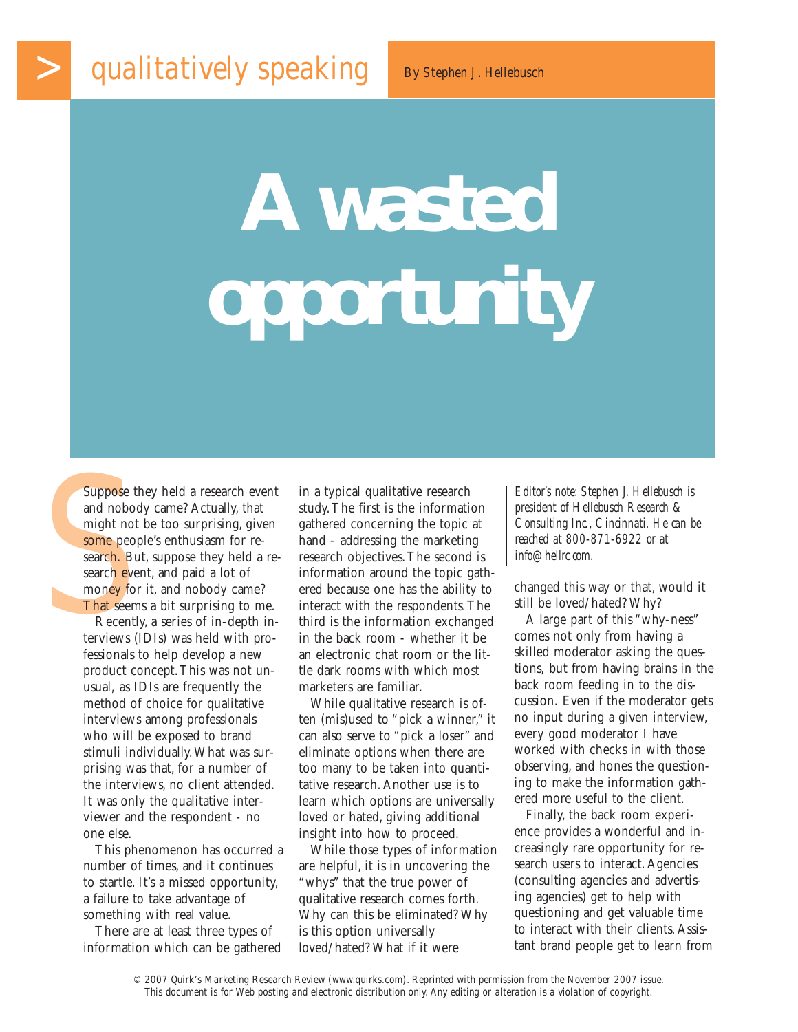qualitatively speaking

By Stephen J. Hellebusch

# A wasted opportunity

Suppose they held a research event and nobody came? Actually, that might not be too surprising, given some people's enthusiasm for research. But, suppose they held a research event, and paid a lot of money for it, and nobody came? That seems a bit surprising to me.

Recently, a series of in-depth interviews (IDIs) was held with professionals to help develop a new product concept. This was not unusual, as IDIs are frequently the method of choice for qualitative interviews among professionals who will be exposed to brand stimuli individually. What was surprising was that, for a number of the interviews, no client attended. It was only the qualitative interviewer and the respondent - no one else.

This phenomenon has occurred a number of times, and it continues to startle. It's a missed opportunity, a failure to take advantage of something with real value.

There are at least three types of information which can be gathered in a typical qualitative research study. The first is the information gathered concerning the topic at hand - addressing the marketing research objectives. The second is information around the topic gathered because one has the ability to interact with the respondents. The third is the information exchanged in the back room - whether it be an electronic chat room or the little dark rooms with which most marketers are familiar.

While qualitative research is often (mis)used to "pick a winner," it can also serve to "pick a loser" and eliminate options when there are too many to be taken into quantitative research. Another use is to learn which options are universally loved or hated, giving additional insight into how to proceed.

While those types of information are helpful, it is in uncovering the "whys" that the true power of qualitative research comes forth. Why can this be eliminated? Why is this option universally loved/hated? What if it were changed this way or that, would it still be loved/hated? Why?

*Editor's note: Stephen J. Hellebusch is president of Hellebusch Research & Consulting Inc., Cincinnati. He can be reached at 800-871-6922 or at info@hellrc.com.*

A large part of this "why-ness" comes not only from having a skilled moderator asking the questions, but from having brains in the back room feeding in to the discussion. Even if the moderator gets no input during a given interview, every good moderator I have worked with checks in with those observing, and hones the questioning to make the information gathered more useful to the client.

Finally, the back room experience provides a wonderful and increasingly rare opportunity for research users to interact. Agencies (consulting agencies and advertising agencies) get to help with questioning and get valuable time to interact with their clients. Assistant brand people get to learn from

© 2007 Quirk's Marketing Research Review (www.quirks.com). Reprinted with permission from the November 2007 issue. This document is for Web posting and electronic distribution only. Any editing or alteration is a violation of copyright.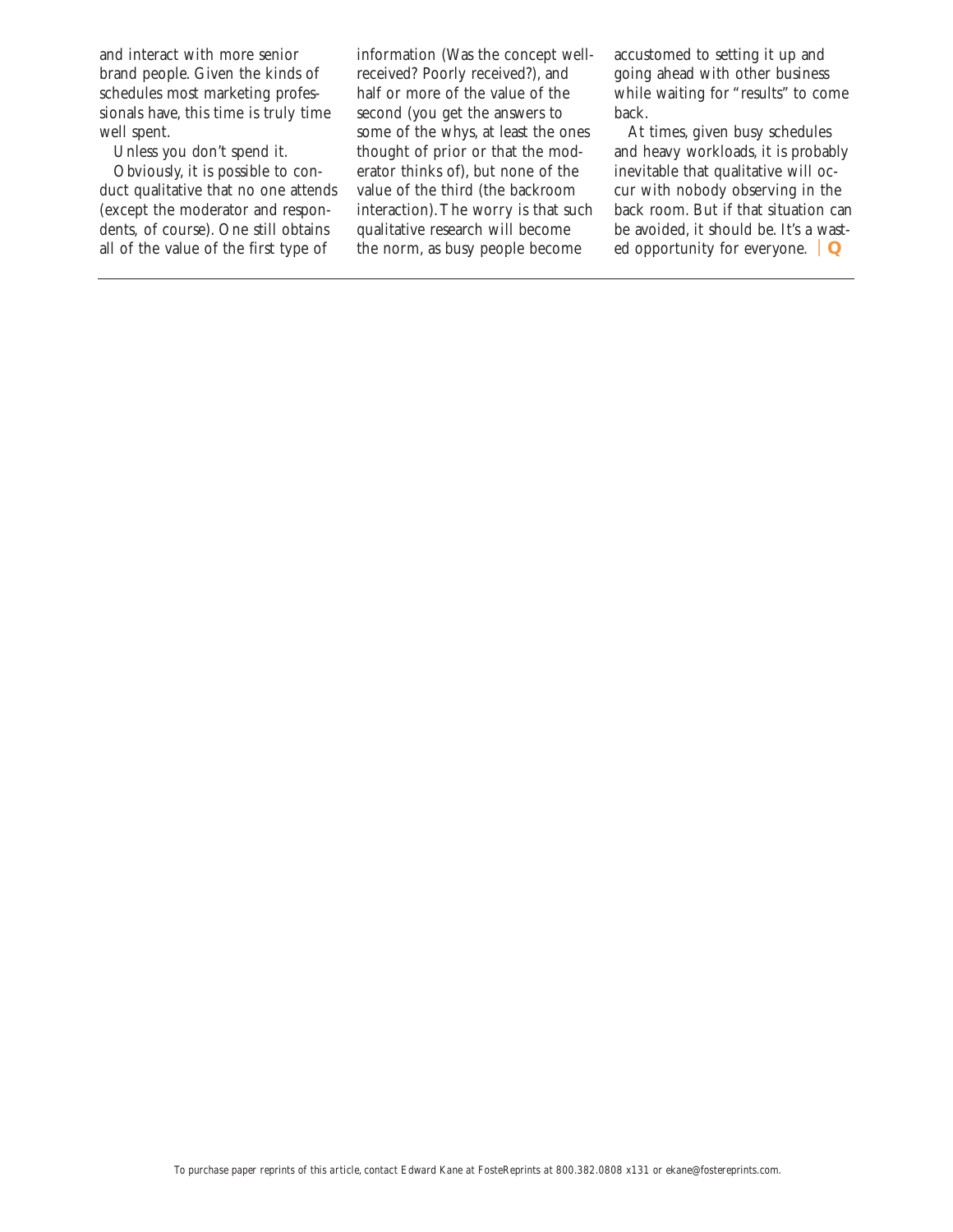and interact with more senior brand people. Given the kinds of schedules most marketing professionals have, this time is truly time well spent.

Unless you don't spend it.

Obviously, it is possible to conduct qualitative that no one attends (except the moderator and respondents, of course). One still obtains all of the value of the first type of information (Was the concept well-received? Poorly received?), and half or more of the value of the second (you get the answers to some of the whys, at least the ones thought of prior or that the moderator thinks of), but none of the value of the third (the backroom interaction). The worry is that such qualitative research will become the norm, as busy people become accustomed to setting it up and going ahead with other business while waiting for "results" to come back.

At times, given busy schedules and heavy workloads, it is probably inevitable that qualitative will occur with nobody observing in the back room. But if that situation can be avoided, it should be. It's a wasted opportunity for everyone.

To purchase paper reprints of this article, contact Edward Kane at FosteReprints at 800.382.0808 x131 or ekane@fostereprints.com.